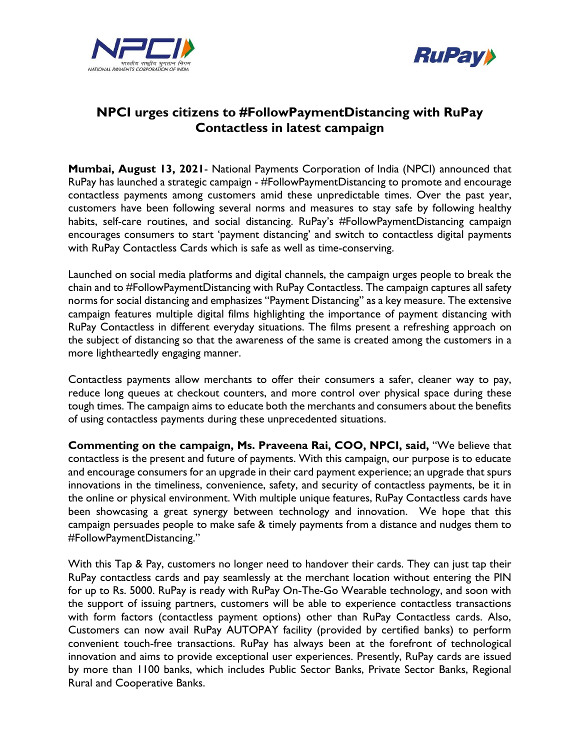# NPCI urges citizens to #FollowPaymentDistancing with RuPay Contactless in latest campaign

**Mumbai, August 13, 2021**- National Payments Corporation of India (NPCI) announced that RuPay has launched a strategic campaign - #FollowPaymentDistancing to promote and encourage contactless payments among customers amid these unpredictable times. Over the past year, customers have been following several norms and measures to stay safe by following healthy habits, self-care routines, and social distancing. RuPay's #FollowPaymentDistancing campaign encourages consumers to start 'payment distancing' and switch to contactless digital payments with RuPay Contactless Cards which is safe as well as time-conserving.

Launched on social media platforms and digital channels, the campaign urges people to break the chain and to #FollowPaymentDistancing with RuPay Contactless. The campaign captures all safety norms for social distancing and emphasizes "Payment Distancing" as a key measure. The extensive campaign features multiple digital films highlighting the importance of payment distancing with RuPay Contactless in different everyday situations. The films present a refreshing approach on the subject of distancing so that the awareness of the same is created among the customers in a more lightheartedly engaging manner.

Contactless payments allow merchants to offer their consumers a safer, cleaner way to pay, reduce long queues at checkout counters, and more control over physical space during these tough times. The campaign aims to educate both the merchants and consumers about the benefits of using contactless payments during these unprecedented situations.

**Commenting on the campaign, Ms. Praveena Rai, COO, NPCI, said,** "We believe that contactless is the present and future of payments. With this campaign, our purpose is to educate and encourage consumers for an upgrade in their card payment experience; an upgrade that spurs innovations in the timeliness, convenience, safety, and security of contactless payments, be it in the online or physical environment. With multiple unique features, RuPay Contactless cards have been showcasing a great synergy between technology and innovation. We hope that this campaign persuades people to make safe & timely payments from a distance and nudges them to #FollowPaymentDistancing."

With this Tap & Pay, customers no longer need to handover their cards. They can just tap their RuPay contactless cards and pay seamlessly at the merchant location without entering the PIN for up to Rs. 5000. RuPay is ready with RuPay On-The-Go Wearable technology, and soon with the support of issuing partners, customers will be able to experience contactless transactions with form factors (contactless payment options) other than RuPay Contactless cards. Also, Customers can now avail RuPay AUTOPAY facility (provided by certified banks) to perform convenient touch-free transactions. RuPay has always been at the forefront of technological innovation and aims to provide exceptional user experiences. Presently, RuPay cards are issued by more than 1100 banks, which includes Public Sector Banks, Private Sector Banks, Regional Rural and Cooperative Banks.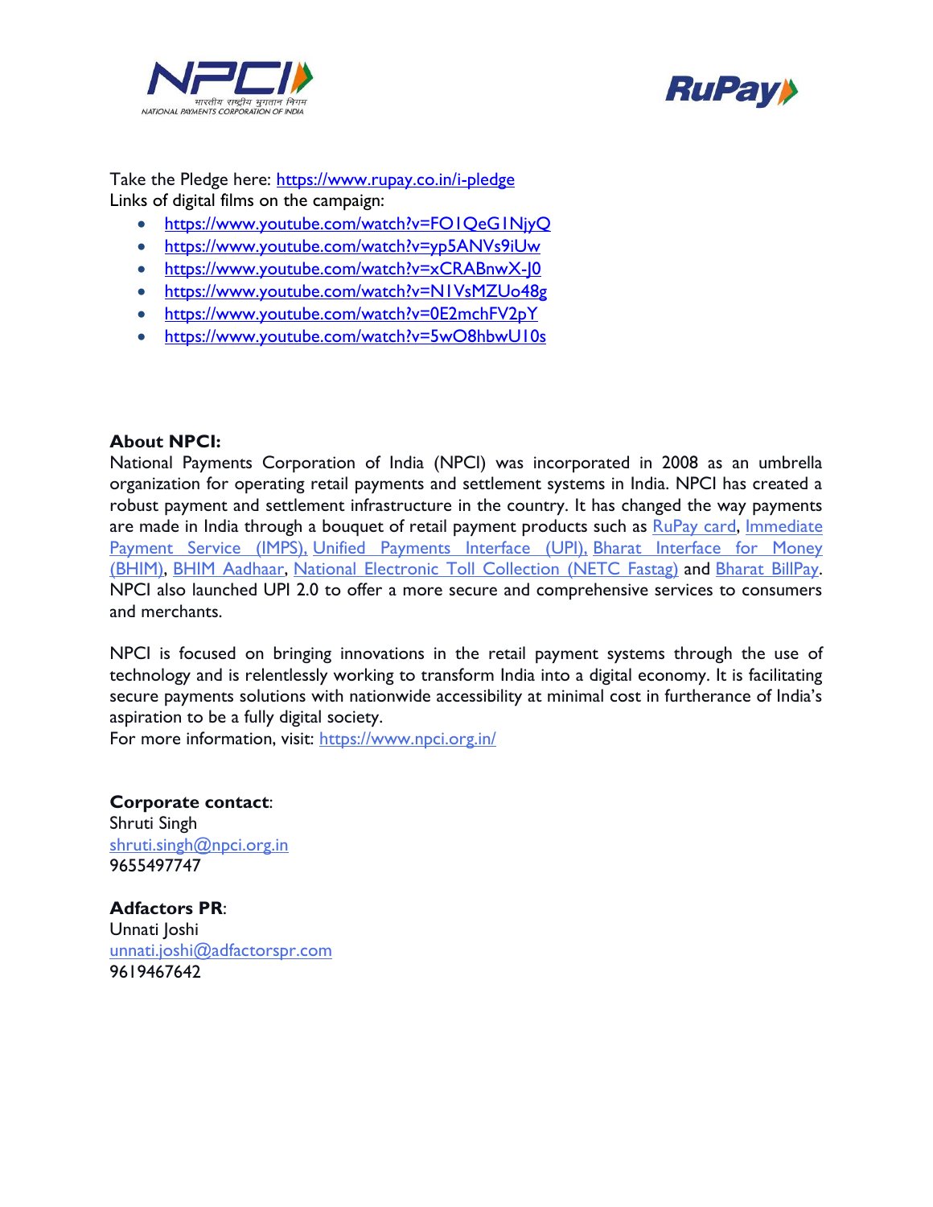Take the Pledge here: https://www.rupay.co.in/i-pledge
Links of digital films on the campaign:

- https://www.youtube.com/watch?v=FO1QeG1NjyQ
- https://www.youtube.com/watch?v=yp5ANVs9iUw
- https://www.youtube.com/watch?v=xCRABnwX-J0
- https://www.youtube.com/watch?v=N1VsMZUo48g
- https://www.youtube.com/watch?v=0E2mchFV2pY
- https://www.youtube.com/watch?v=5wO8hbwU10s

**About NPCI:**
National Payments Corporation of India (NPCI) was incorporated in 2008 as an umbrella organization for operating retail payments and settlement systems in India. NPCI has created a robust payment and settlement infrastructure in the country. It has changed the way payments are made in India through a bouquet of retail payment products such as RuPay card, Immediate Payment Service (IMPS), Unified Payments Interface (UPI), Bharat Interface for Money (BHIM), BHIM Aadhaar, National Electronic Toll Collection (NETC Fastag) and Bharat BillPay. NPCI also launched UPI 2.0 to offer a more secure and comprehensive services to consumers and merchants.

NPCI is focused on bringing innovations in the retail payment systems through the use of technology and is relentlessly working to transform India into a digital economy. It is facilitating secure payments solutions with nationwide accessibility at minimal cost in furtherance of India's aspiration to be a fully digital society.
For more information, visit: https://www.npci.org.in/

**Corporate contact**:
Shruti Singh
shruti.singh@npci.org.in
9655497747

**Adfactors PR**:
Unnati Joshi
unnati.joshi@adfactorspr.com
9619467642